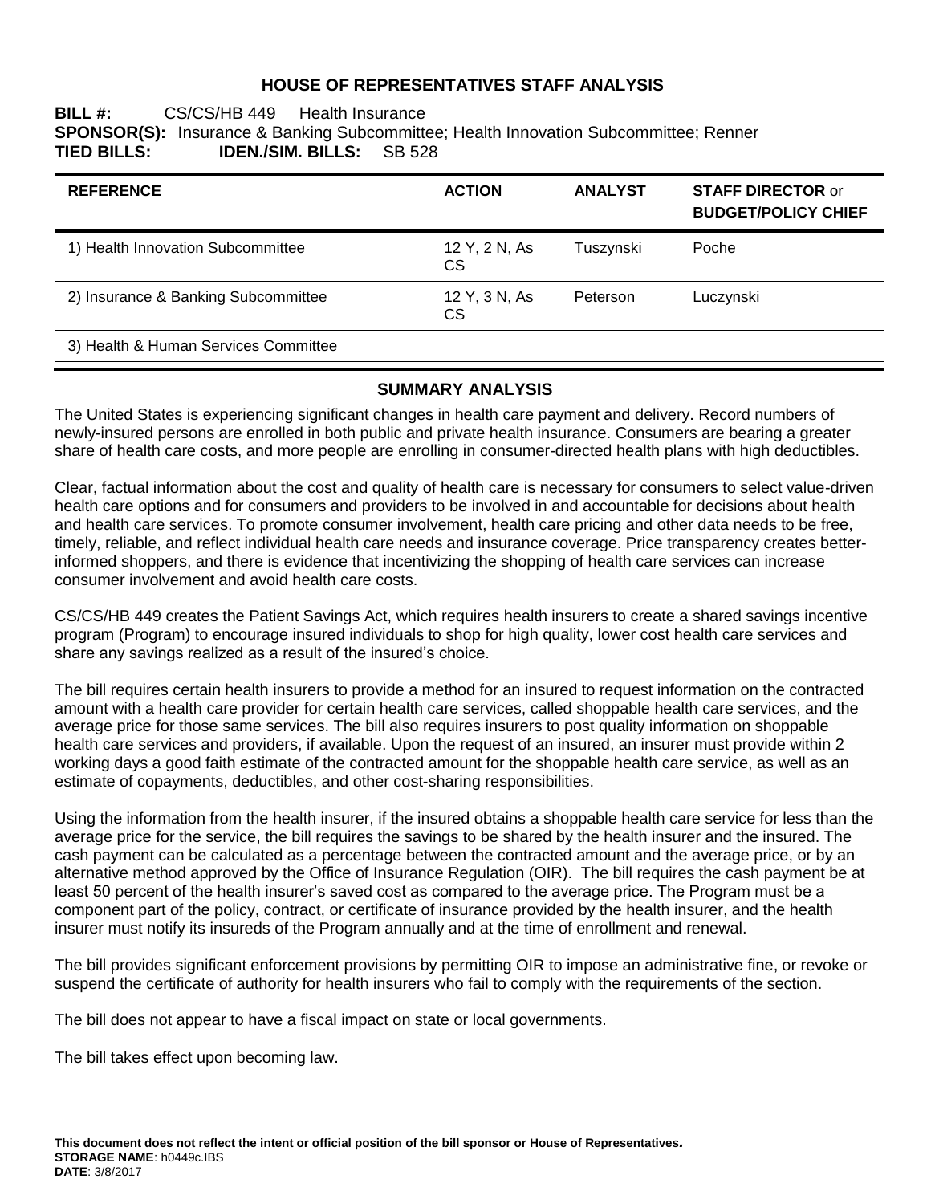# HOUSE OF REPRESENTATIVES STAFF ANALYSIS

**BILL #:** CS/CS/HB 449 Health Insurance
**SPONSOR(S):** Insurance & Banking Subcommittee; Health Innovation Subcommittee; Renner
**TIED BILLS:** **IDEN./SIM. BILLS:** SB 528

| REFERENCE | ACTION | ANALYST | STAFF DIRECTOR or BUDGET/POLICY CHIEF |
|---|---|---|---|
| 1) Health Innovation Subcommittee | 12 Y, 2 N, As CS | Tuszynski | Poche |
| 2) Insurance & Banking Subcommittee | 12 Y, 3 N, As CS | Peterson | Luczynski |
| 3) Health & Human Services Committee | | | |

## SUMMARY ANALYSIS

The United States is experiencing significant changes in health care payment and delivery. Record numbers of newly-insured persons are enrolled in both public and private health insurance. Consumers are bearing a greater share of health care costs, and more people are enrolling in consumer-directed health plans with high deductibles.

Clear, factual information about the cost and quality of health care is necessary for consumers to select value-driven health care options and for consumers and providers to be involved in and accountable for decisions about health and health care services. To promote consumer involvement, health care pricing and other data needs to be free, timely, reliable, and reflect individual health care needs and insurance coverage. Price transparency creates better-informed shoppers, and there is evidence that incentivizing the shopping of health care services can increase consumer involvement and avoid health care costs.

CS/CS/HB 449 creates the Patient Savings Act, which requires health insurers to create a shared savings incentive program (Program) to encourage insured individuals to shop for high quality, lower cost health care services and share any savings realized as a result of the insured's choice.

The bill requires certain health insurers to provide a method for an insured to request information on the contracted amount with a health care provider for certain health care services, called shoppable health care services, and the average price for those same services. The bill also requires insurers to post quality information on shoppable health care services and providers, if available. Upon the request of an insured, an insurer must provide within 2 working days a good faith estimate of the contracted amount for the shoppable health care service, as well as an estimate of copayments, deductibles, and other cost-sharing responsibilities.

Using the information from the health insurer, if the insured obtains a shoppable health care service for less than the average price for the service, the bill requires the savings to be shared by the health insurer and the insured. The cash payment can be calculated as a percentage between the contracted amount and the average price, or by an alternative method approved by the Office of Insurance Regulation (OIR). The bill requires the cash payment be at least 50 percent of the health insurer's saved cost as compared to the average price. The Program must be a component part of the policy, contract, or certificate of insurance provided by the health insurer, and the health insurer must notify its insureds of the Program annually and at the time of enrollment and renewal.

The bill provides significant enforcement provisions by permitting OIR to impose an administrative fine, or revoke or suspend the certificate of authority for health insurers who fail to comply with the requirements of the section.

The bill does not appear to have a fiscal impact on state or local governments.

The bill takes effect upon becoming law.

**This document does not reflect the intent or official position of the bill sponsor or House of Representatives.**
**STORAGE NAME**: h0449c.IBS
**DATE**: 3/8/2017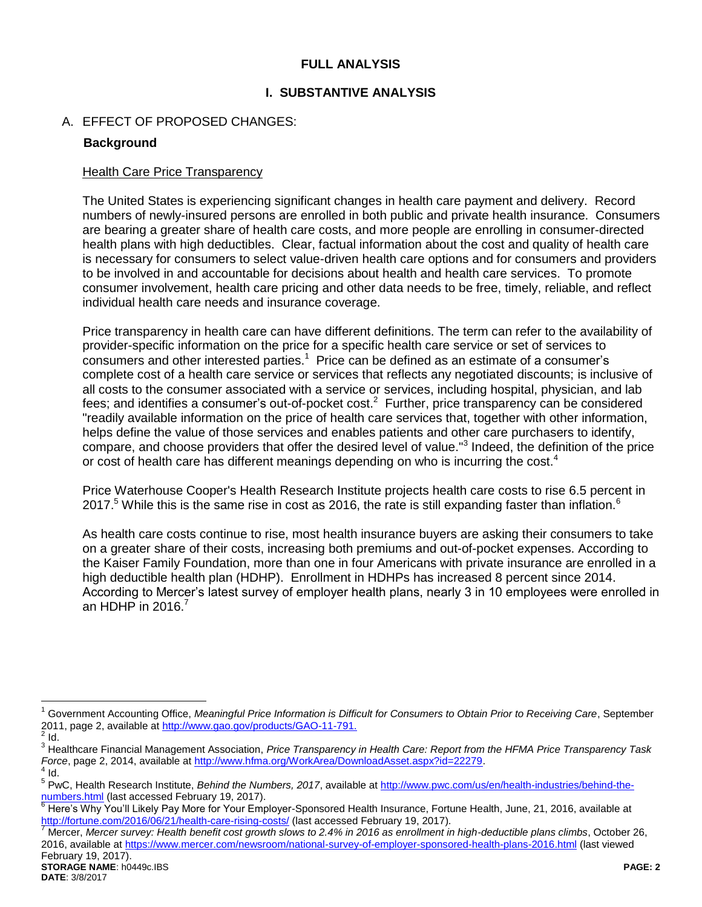# FULL ANALYSIS

## I. SUBSTANTIVE ANALYSIS

### A. EFFECT OF PROPOSED CHANGES:

**Background**

Health Care Price Transparency

The United States is experiencing significant changes in health care payment and delivery. Record numbers of newly-insured persons are enrolled in both public and private health insurance. Consumers are bearing a greater share of health care costs, and more people are enrolling in consumer-directed health plans with high deductibles. Clear, factual information about the cost and quality of health care is necessary for consumers to select value-driven health care options and for consumers and providers to be involved in and accountable for decisions about health and health care services. To promote consumer involvement, health care pricing and other data needs to be free, timely, reliable, and reflect individual health care needs and insurance coverage.

Price transparency in health care can have different definitions. The term can refer to the availability of provider-specific information on the price for a specific health care service or set of services to consumers and other interested parties.[1] Price can be defined as an estimate of a consumer's complete cost of a health care service or services that reflects any negotiated discounts; is inclusive of all costs to the consumer associated with a service or services, including hospital, physician, and lab fees; and identifies a consumer's out-of-pocket cost.[2] Further, price transparency can be considered "readily available information on the price of health care services that, together with other information, helps define the value of those services and enables patients and other care purchasers to identify, compare, and choose providers that offer the desired level of value."[3] Indeed, the definition of the price or cost of health care has different meanings depending on who is incurring the cost.[4]

Price Waterhouse Cooper's Health Research Institute projects health care costs to rise 6.5 percent in 2017.[5] While this is the same rise in cost as 2016, the rate is still expanding faster than inflation.[6]

As health care costs continue to rise, most health insurance buyers are asking their consumers to take on a greater share of their costs, increasing both premiums and out-of-pocket expenses. According to the Kaiser Family Foundation, more than one in four Americans with private insurance are enrolled in a high deductible health plan (HDHP). Enrollment in HDHPs has increased 8 percent since 2014. According to Mercer's latest survey of employer health plans, nearly 3 in 10 employees were enrolled in an HDHP in 2016.[7]

---

[1] Government Accounting Office, *Meaningful Price Information is Difficult for Consumers to Obtain Prior to Receiving Care*, September 2011, page 2, available at http://www.gao.gov/products/GAO-11-791.

[2] Id.

[3] Healthcare Financial Management Association, *Price Transparency in Health Care: Report from the HFMA Price Transparency Task Force*, page 2, 2014, available at http://www.hfma.org/WorkArea/DownloadAsset.aspx?id=22279.

[4] Id.

[5] PwC, Health Research Institute, *Behind the Numbers, 2017*, available at http://www.pwc.com/us/en/health-industries/behind-the-numbers.html (last accessed February 19, 2017).

[6] Here's Why You'll Likely Pay More for Your Employer-Sponsored Health Insurance, Fortune Health, June, 21, 2016, available at http://fortune.com/2016/06/21/health-care-rising-costs/ (last accessed February 19, 2017).

[7] Mercer, *Mercer survey: Health benefit cost growth slows to 2.4% in 2016 as enrollment in high-deductible plans climbs*, October 26, 2016, available at https://www.mercer.com/newsroom/national-survey-of-employer-sponsored-health-plans-2016.html (last viewed February 19, 2017).

**STORAGE NAME**: h0449c.IBS
**DATE**: 3/8/2017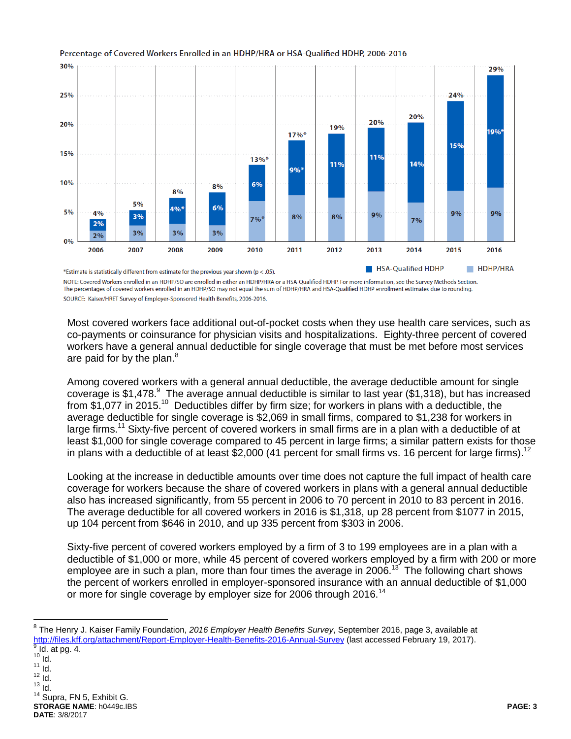**Percentage of Covered Workers Enrolled in an HDHP/HRA or HSA-Qualified HDHP, 2006-2016**

| Year | HDHP/HRA | HSA-Qualified HDHP | Total |
|---|---|---|---|
| 2006 | 2% | 2% | 4% |
| 2007 | 3% | 3% | 5% |
| 2008 | 3% | 4%* | 8% |
| 2009 | 3% | 6% | 8% |
| 2010 | 7%* | 6% | 13%* |
| 2011 | 8% | 9%* | 17%* |
| 2012 | 8% | 11% | 19% |
| 2013 | 9% | 11% | 20% |
| 2014 | 7% | 14% | 20% |
| 2015 | 9% | 15% | 24% |
| 2016 | 9% | 19%* | 29% |

*Estimate is statistically different from estimate for the previous year shown ($p < .05$).

NOTE: Covered Workers enrolled in an HDHP/SO are enrolled in either an HDHP/HRA or a HSA-Qualified HDHP. For more information, see the Survey Methods Section. The percentages of covered workers enrolled in an HDHP/SO may not equal the sum of HDHP/HRA and HSA-Qualified HDHP enrollment estimates due to rounding.

SOURCE: Kaiser/HRET Survey of Employer-Sponsored Health Benefits, 2006-2016.

Most covered workers face additional out-of-pocket costs when they use health care services, such as co-payments or coinsurance for physician visits and hospitalizations. Eighty-three percent of covered workers have a general annual deductible for single coverage that must be met before most services are paid for by the plan.[8]

Among covered workers with a general annual deductible, the average deductible amount for single coverage is $1,478.[9] The average annual deductible is similar to last year ($1,318), but has increased from $1,077 in 2015.[10] Deductibles differ by firm size; for workers in plans with a deductible, the average deductible for single coverage is $2,069 in small firms, compared to $1,238 for workers in large firms.[11] Sixty-five percent of covered workers in small firms are in a plan with a deductible of at least $1,000 for single coverage compared to 45 percent in large firms; a similar pattern exists for those in plans with a deductible of at least $2,000 (41 percent for small firms vs. 16 percent for large firms).[12]

Looking at the increase in deductible amounts over time does not capture the full impact of health care coverage for workers because the share of covered workers in plans with a general annual deductible also has increased significantly, from 55 percent in 2006 to 70 percent in 2010 to 83 percent in 2016. The average deductible for all covered workers in 2016 is $1,318, up 28 percent from $1077 in 2015, up 104 percent from $646 in 2010, and up 335 percent from $303 in 2006.

Sixty-five percent of covered workers employed by a firm of 3 to 199 employees are in a plan with a deductible of $1,000 or more, while 45 percent of covered workers employed by a firm with 200 or more employee are in such a plan, more than four times the average in 2006.[13] The following chart shows the percent of workers enrolled in employer-sponsored insurance with an annual deductible of $1,000 or more for single coverage by employer size for 2006 through 2016.[14]

---

[8] The Henry J. Kaiser Family Foundation, *2016 Employer Health Benefits Survey*, September 2016, page 3, available at http://files.kff.org/attachment/Report-Employer-Health-Benefits-2016-Annual-Survey (last accessed February 19, 2017).
[9] Id. at pg. 4.
[10] Id.
[11] Id.
[12] Id.
[13] Id.
[14] Supra, FN 5, Exhibit G.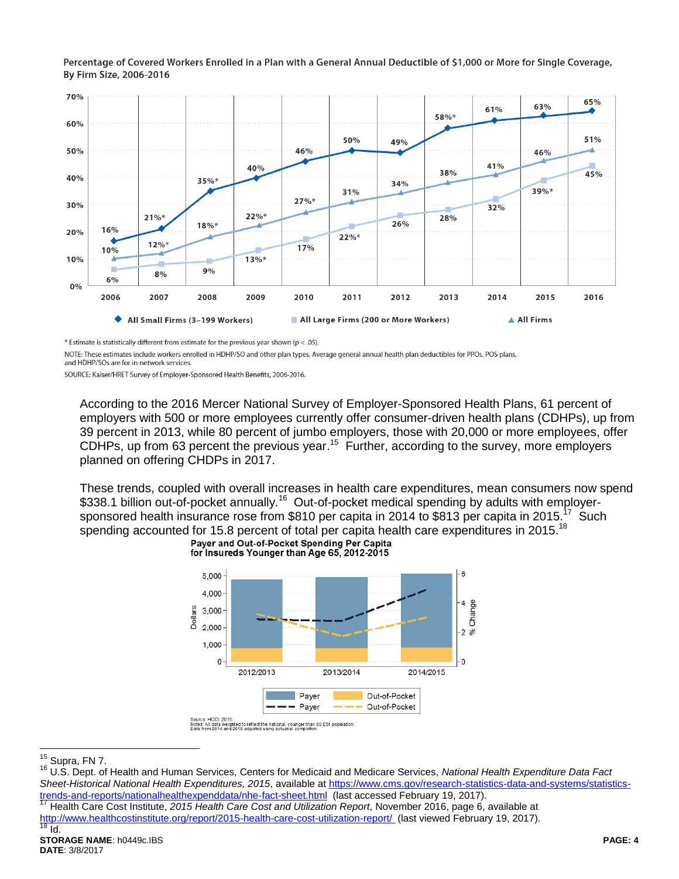**Percentage of Covered Workers Enrolled in a Plan with a General Annual Deductible of $1,000 or More for Single Coverage, By Firm Size, 2006-2016**

| Year | All Small Firms (3–199 Workers) | All Large Firms (200 or More Workers) | All Firms |
|---|---|---|---|
| 2006 | 16% | 6% | 10% |
| 2007 | 21%* | 8% | 12%* |
| 2008 | 35%* | 9% | 18%* |
| 2009 | 40% | 13%* | 22%* |
| 2010 | 46% | 17% | 27%* |
| 2011 | 50% | 22%* | 31% |
| 2012 | 49% | 26% | 34% |
| 2013 | 58%* | 28% | 38% |
| 2014 | 61% | 32% | 41% |
| 2015 | 63% | 39%* | 46% |
| 2016 | 65% | 45% | 51% |

\* Estimate is statistically different from estimate for the previous year shown ($p < .05$).

NOTE: These estimates include workers enrolled in HDHP/SO and other plan types. Average general annual health plan deductibles for PPOs, POS plans, and HDHP/SOs are for in-network services.

SOURCE: Kaiser/HRET Survey of Employer-Sponsored Health Benefits, 2006-2016.

According to the 2016 Mercer National Survey of Employer-Sponsored Health Plans, 61 percent of employers with 500 or more employees currently offer consumer-driven health plans (CDHPs), up from 39 percent in 2013, while 80 percent of jumbo employers, those with 20,000 or more employees, offer CDHPs, up from 63 percent the previous year.[15] Further, according to the survey, more employers planned on offering CHDPs in 2017.

These trends, coupled with overall increases in health care expenditures, mean consumers now spend $338.1 billion out-of-pocket annually.[16] Out-of-pocket medical spending by adults with employer-sponsored health insurance rose from $810 per capita in 2014 to $813 per capita in 2015.[17] Such spending accounted for 15.8 percent of total per capita health care expenditures in 2015.[18]

**Payer and Out-of-Pocket Spending Per Capita for Insureds Younger than Age 65, 2012-2015**

Legend: Payer (bars, Dollars); Out-of-Pocket (bars, Dollars); Payer (dashed line, % Change); Out-of-Pocket (dashed line, % Change)

Source: HCCI, 2016
Notes: All data weighted to reflect the national, younger than 65 ESI population. Data from 2014 and 2015 adjusted using actuarial completion.

---

[15] Supra, FN 7.

[16] U.S. Dept. of Health and Human Services, Centers for Medicaid and Medicare Services, *National Health Expenditure Data Fact Sheet-Historical National Health Expenditures, 2015*, available at https://www.cms.gov/research-statistics-data-and-systems/statistics-trends-and-reports/nationalhealthexpenddata/nhe-fact-sheet.html (last accessed February 19, 2017).

[17] Health Care Cost Institute, *2015 Health Care Cost and Utilization Report*, November 2016, page 6, available at http://www.healthcostinstitute.org/report/2015-health-care-cost-utilization-report/ (last viewed February 19, 2017).

[18] Id.

**STORAGE NAME**: h0449c.IBS
**DATE**: 3/8/2017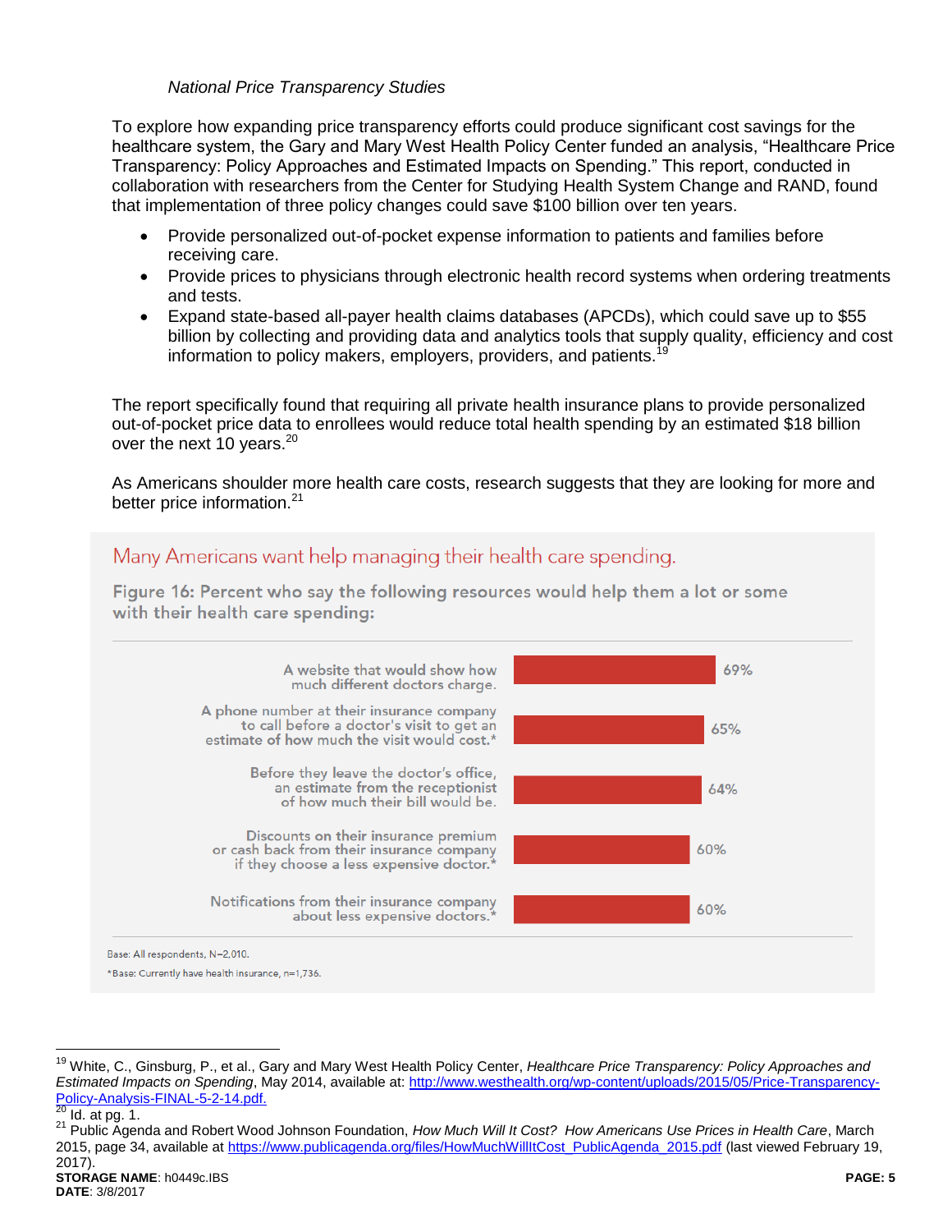*National Price Transparency Studies*

To explore how expanding price transparency efforts could produce significant cost savings for the healthcare system, the Gary and Mary West Health Policy Center funded an analysis, "Healthcare Price Transparency: Policy Approaches and Estimated Impacts on Spending." This report, conducted in collaboration with researchers from the Center for Studying Health System Change and RAND, found that implementation of three policy changes could save $100 billion over ten years.

- Provide personalized out-of-pocket expense information to patients and families before receiving care.
- Provide prices to physicians through electronic health record systems when ordering treatments and tests.
- Expand state-based all-payer health claims databases (APCDs), which could save up to $55 billion by collecting and providing data and analytics tools that supply quality, efficiency and cost information to policy makers, employers, providers, and patients.[19]

The report specifically found that requiring all private health insurance plans to provide personalized out-of-pocket price data to enrollees would reduce total health spending by an estimated $18 billion over the next 10 years.[20]

As Americans shoulder more health care costs, research suggests that they are looking for more and better price information.[21]

Many Americans want help managing their health care spending.

Figure 16: Percent who say the following resources would help them a lot or some with their health care spending:

| Resource | Percent |
| --- | --- |
| A website that would show how much different doctors charge. | 69% |
| A phone number at their insurance company to call before a doctor's visit to get an estimate of how much the visit would cost.* | 65% |
| Before they leave the doctor's office, an estimate from the receptionist of how much their bill would be. | 64% |
| Discounts on their insurance premium or cash back from their insurance company if they choose a less expensive doctor.* | 60% |
| Notifications from their insurance company about less expensive doctors.* | 60% |

Base: All respondents, N=2,010.

*Base: Currently have health insurance, n=1,736.

---

[19] White, C., Ginsburg, P., et al., Gary and Mary West Health Policy Center, *Healthcare Price Transparency: Policy Approaches and Estimated Impacts on Spending*, May 2014, available at: http://www.westhealth.org/wp-content/uploads/2015/05/Price-Transparency-Policy-Analysis-FINAL-5-2-14.pdf.

[20] Id. at pg. 1.

[21] Public Agenda and Robert Wood Johnson Foundation, *How Much Will It Cost? How Americans Use Prices in Health Care*, March 2015, page 34, available at https://www.publicagenda.org/files/HowMuchWillItCost_PublicAgenda_2015.pdf (last viewed February 19, 2017).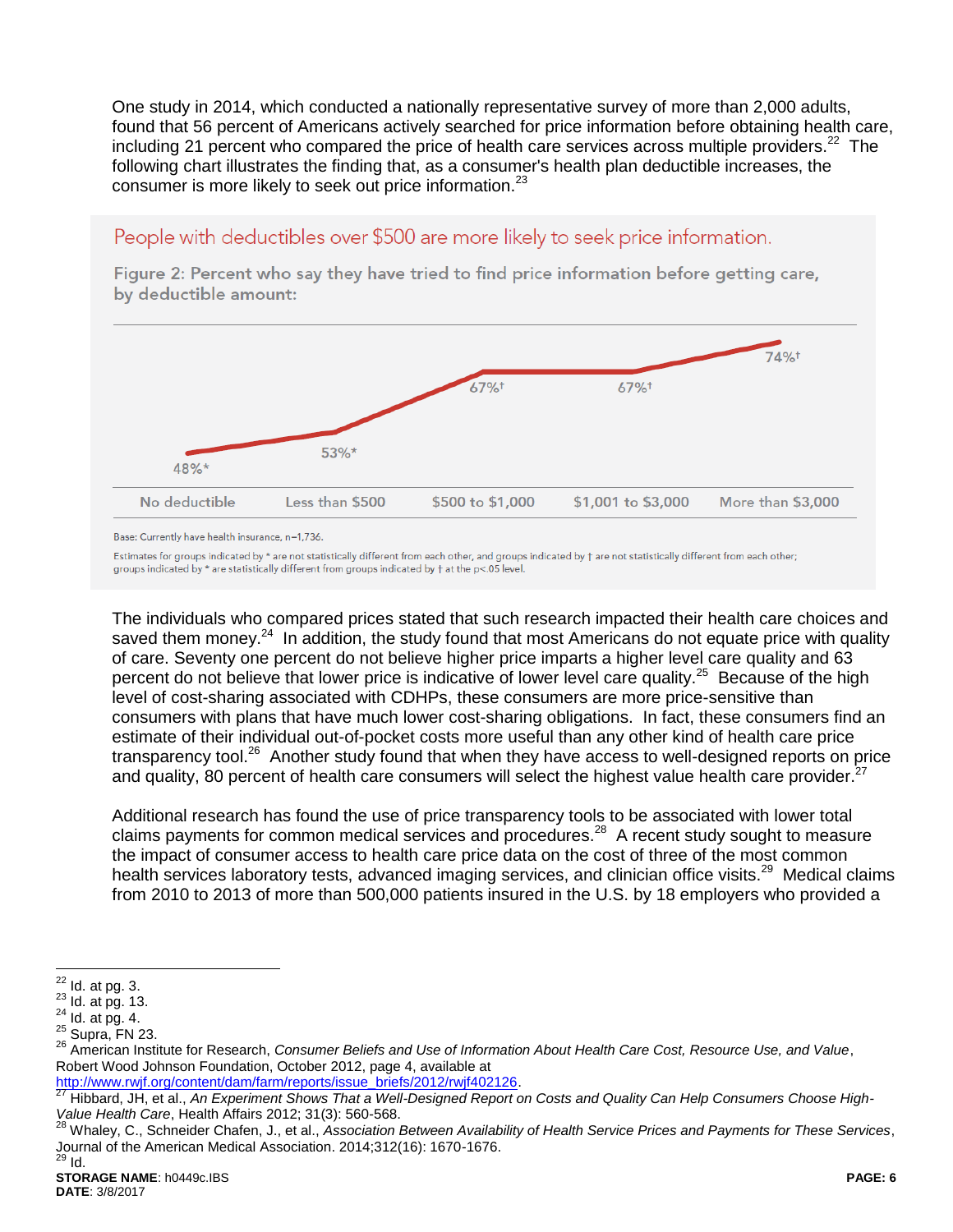One study in 2014, which conducted a nationally representative survey of more than 2,000 adults, found that 56 percent of Americans actively searched for price information before obtaining health care, including 21 percent who compared the price of health care services across multiple providers.[22] The following chart illustrates the finding that, as a consumer's health plan deductible increases, the consumer is more likely to seek out price information.[23]

People with deductibles over $500 are more likely to seek price information.

Figure 2: Percent who say they have tried to find price information before getting care, by deductible amount:

| No deductible | Less than $500 | $500 to $1,000 | $1,001 to $3,000 | More than $3,000 |
|---|---|---|---|---|
| 48%* | 53%* | 67%† | 67%† | 74%† |

Base: Currently have health insurance, n=1,736.

Estimates for groups indicated by * are not statistically different from each other, and groups indicated by † are not statistically different from each other; groups indicated by * are statistically different from groups indicated by † at the $p<.05$ level.

The individuals who compared prices stated that such research impacted their health care choices and saved them money.[24] In addition, the study found that most Americans do not equate price with quality of care. Seventy one percent do not believe higher price imparts a higher level care quality and 63 percent do not believe that lower price is indicative of lower level care quality.[25] Because of the high level of cost-sharing associated with CDHPs, these consumers are more price-sensitive than consumers with plans that have much lower cost-sharing obligations. In fact, these consumers find an estimate of their individual out-of-pocket costs more useful than any other kind of health care price transparency tool.[26] Another study found that when they have access to well-designed reports on price and quality, 80 percent of health care consumers will select the highest value health care provider.[27]

Additional research has found the use of price transparency tools to be associated with lower total claims payments for common medical services and procedures.[28] A recent study sought to measure the impact of consumer access to health care price data on the cost of three of the most common health services laboratory tests, advanced imaging services, and clinician office visits.[29] Medical claims from 2010 to 2013 of more than 500,000 patients insured in the U.S. by 18 employers who provided a

---

[22] Id. at pg. 3.

[23] Id. at pg. 13.

[24] Id. at pg. 4.

[25] Supra, FN 23.

[26] American Institute for Research, *Consumer Beliefs and Use of Information About Health Care Cost, Resource Use, and Value*, Robert Wood Johnson Foundation, October 2012, page 4, available at http://www.rwjf.org/content/dam/farm/reports/issue_briefs/2012/rwjf402126.

[27] Hibbard, JH, et al., *An Experiment Shows That a Well-Designed Report on Costs and Quality Can Help Consumers Choose High-Value Health Care*, Health Affairs 2012; 31(3): 560-568.

[28] Whaley, C., Schneider Chafen, J., et al., *Association Between Availability of Health Service Prices and Payments for These Services*, Journal of the American Medical Association. 2014;312(16): 1670-1676.

[29] Id.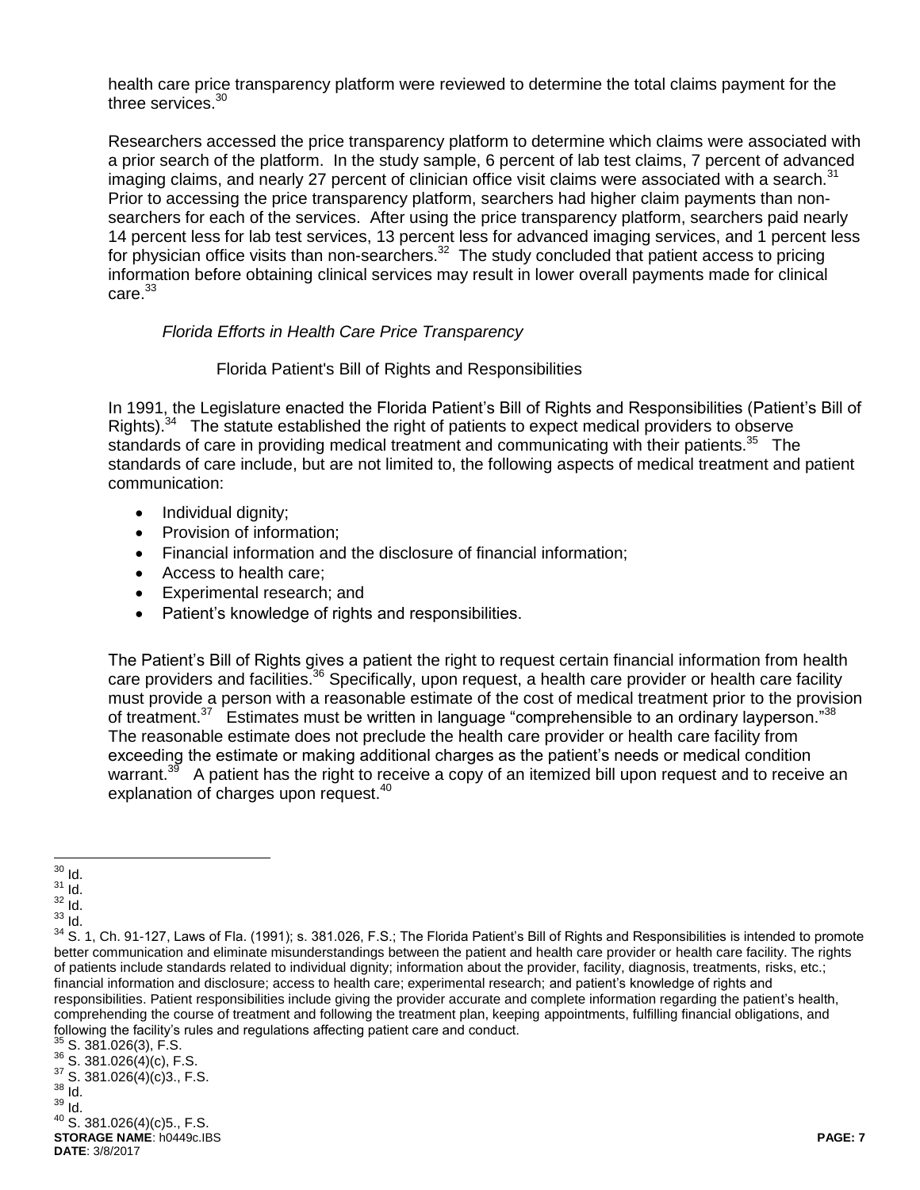health care price transparency platform were reviewed to determine the total claims payment for the three services.[30]

Researchers accessed the price transparency platform to determine which claims were associated with a prior search of the platform. In the study sample, 6 percent of lab test claims, 7 percent of advanced imaging claims, and nearly 27 percent of clinician office visit claims were associated with a search.[31] Prior to accessing the price transparency platform, searchers had higher claim payments than non-searchers for each of the services. After using the price transparency platform, searchers paid nearly 14 percent less for lab test services, 13 percent less for advanced imaging services, and 1 percent less for physician office visits than non-searchers.[32] The study concluded that patient access to pricing information before obtaining clinical services may result in lower overall payments made for clinical care.[33]

*Florida Efforts in Health Care Price Transparency*

Florida Patient's Bill of Rights and Responsibilities

In 1991, the Legislature enacted the Florida Patient's Bill of Rights and Responsibilities (Patient's Bill of Rights).[34] The statute established the right of patients to expect medical providers to observe standards of care in providing medical treatment and communicating with their patients.[35] The standards of care include, but are not limited to, the following aspects of medical treatment and patient communication:

- Individual dignity;
- Provision of information;
- Financial information and the disclosure of financial information;
- Access to health care;
- Experimental research; and
- Patient's knowledge of rights and responsibilities.

The Patient's Bill of Rights gives a patient the right to request certain financial information from health care providers and facilities.[36] Specifically, upon request, a health care provider or health care facility must provide a person with a reasonable estimate of the cost of medical treatment prior to the provision of treatment.[37] Estimates must be written in language "comprehensible to an ordinary layperson."[38] The reasonable estimate does not preclude the health care provider or health care facility from exceeding the estimate or making additional charges as the patient's needs or medical condition warrant.[39] A patient has the right to receive a copy of an itemized bill upon request and to receive an explanation of charges upon request.[40]

---

[30] Id.
[31] Id.
[32] Id.
[33] Id.
[34] S. 1, Ch. 91-127, Laws of Fla. (1991); s. 381.026, F.S.; The Florida Patient's Bill of Rights and Responsibilities is intended to promote better communication and eliminate misunderstandings between the patient and health care provider or health care facility. The rights of patients include standards related to individual dignity; information about the provider, facility, diagnosis, treatments, risks, etc.; financial information and disclosure; access to health care; experimental research; and patient's knowledge of rights and responsibilities. Patient responsibilities include giving the provider accurate and complete information regarding the patient's health, comprehending the course of treatment and following the treatment plan, keeping appointments, fulfilling financial obligations, and following the facility's rules and regulations affecting patient care and conduct.
[35] S. 381.026(3), F.S.
[36] S. 381.026(4)(c), F.S.
[37] S. 381.026(4)(c)3., F.S.
[38] Id.
[39] Id.
[40] S. 381.026(4)(c)5., F.S.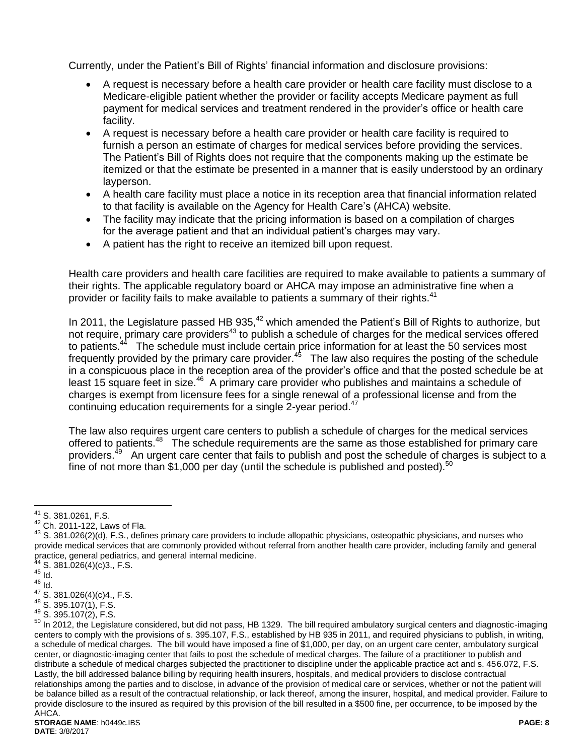Currently, under the Patient's Bill of Rights' financial information and disclosure provisions:

- A request is necessary before a health care provider or health care facility must disclose to a Medicare-eligible patient whether the provider or facility accepts Medicare payment as full payment for medical services and treatment rendered in the provider's office or health care facility.
- A request is necessary before a health care provider or health care facility is required to furnish a person an estimate of charges for medical services before providing the services. The Patient's Bill of Rights does not require that the components making up the estimate be itemized or that the estimate be presented in a manner that is easily understood by an ordinary layperson.
- A health care facility must place a notice in its reception area that financial information related to that facility is available on the Agency for Health Care's (AHCA) website.
- The facility may indicate that the pricing information is based on a compilation of charges for the average patient and that an individual patient's charges may vary.
- A patient has the right to receive an itemized bill upon request.

Health care providers and health care facilities are required to make available to patients a summary of their rights. The applicable regulatory board or AHCA may impose an administrative fine when a provider or facility fails to make available to patients a summary of their rights.[41]

In 2011, the Legislature passed HB 935,[42] which amended the Patient's Bill of Rights to authorize, but not require, primary care providers[43] to publish a schedule of charges for the medical services offered to patients.[44] The schedule must include certain price information for at least the 50 services most frequently provided by the primary care provider.[45] The law also requires the posting of the schedule in a conspicuous place in the reception area of the provider's office and that the posted schedule be at least 15 square feet in size.[46] A primary care provider who publishes and maintains a schedule of charges is exempt from licensure fees for a single renewal of a professional license and from the continuing education requirements for a single 2-year period.[47]

The law also requires urgent care centers to publish a schedule of charges for the medical services offered to patients.[48] The schedule requirements are the same as those established for primary care providers.[49] An urgent care center that fails to publish and post the schedule of charges is subject to a fine of not more than $1,000 per day (until the schedule is published and posted).[50]

---

[41] S. 381.0261, F.S.

[42] Ch. 2011-122, Laws of Fla.

[43] S. 381.026(2)(d), F.S., defines primary care providers to include allopathic physicians, osteopathic physicians, and nurses who provide medical services that are commonly provided without referral from another health care provider, including family and general practice, general pediatrics, and general internal medicine.

[44] S. 381.026(4)(c)3., F.S.

[45] Id.

[46] Id.

[47] S. 381.026(4)(c)4., F.S.

[48] S. 395.107(1), F.S.

[49] S. 395.107(2), F.S.

[50] In 2012, the Legislature considered, but did not pass, HB 1329. The bill required ambulatory surgical centers and diagnostic-imaging centers to comply with the provisions of s. 395.107, F.S., established by HB 935 in 2011, and required physicians to publish, in writing, a schedule of medical charges. The bill would have imposed a fine of $1,000, per day, on an urgent care center, ambulatory surgical center, or diagnostic-imaging center that fails to post the schedule of medical charges. The failure of a practitioner to publish and distribute a schedule of medical charges subjected the practitioner to discipline under the applicable practice act and s. 456.072, F.S. Lastly, the bill addressed balance billing by requiring health insurers, hospitals, and medical providers to disclose contractual relationships among the parties and to disclose, in advance of the provision of medical care or services, whether or not the patient will be balance billed as a result of the contractual relationship, or lack thereof, among the insurer, hospital, and medical provider. Failure to provide disclosure to the insured as required by this provision of the bill resulted in a $500 fine, per occurrence, to be imposed by the AHCA.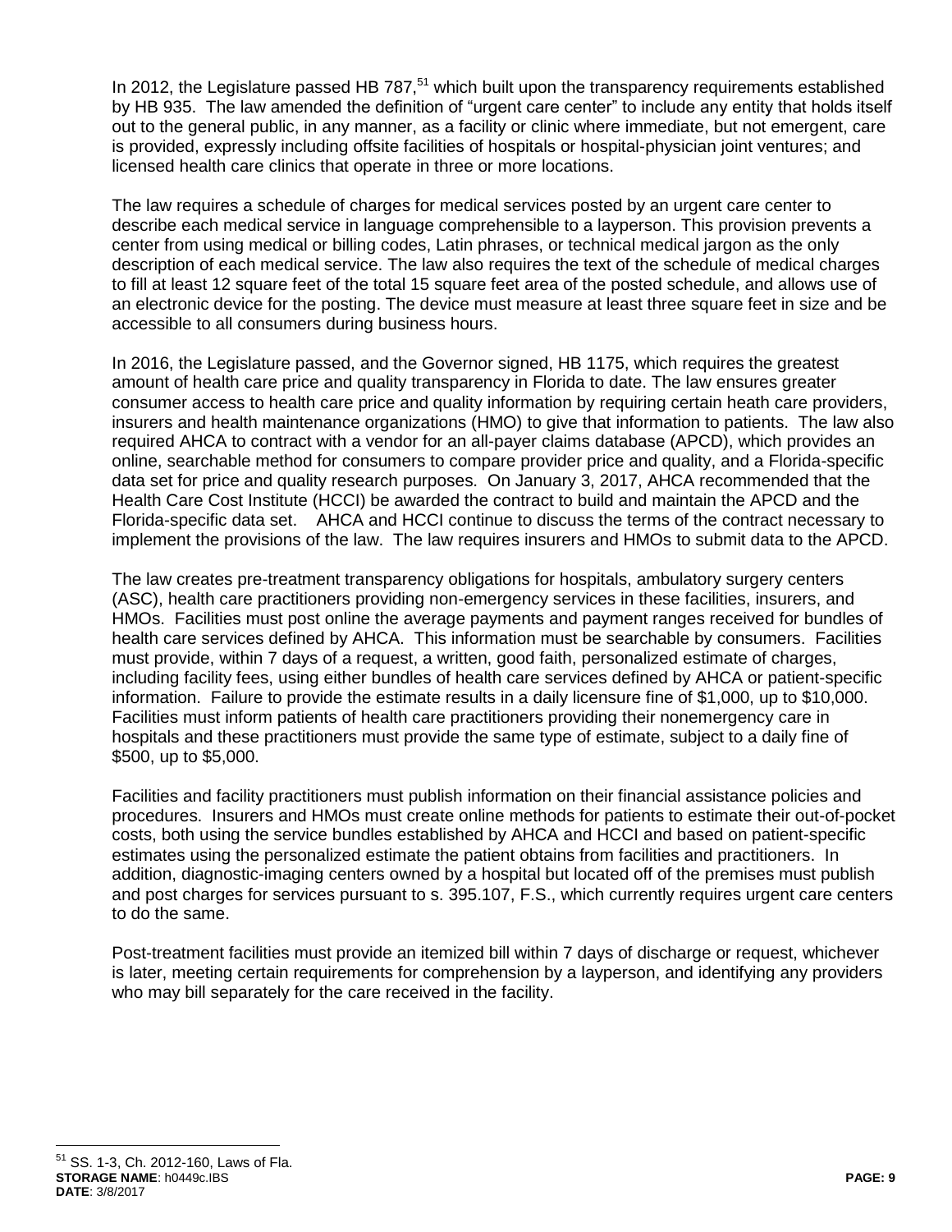In 2012, the Legislature passed HB 787,[51] which built upon the transparency requirements established by HB 935. The law amended the definition of "urgent care center" to include any entity that holds itself out to the general public, in any manner, as a facility or clinic where immediate, but not emergent, care is provided, expressly including offsite facilities of hospitals or hospital-physician joint ventures; and licensed health care clinics that operate in three or more locations.

The law requires a schedule of charges for medical services posted by an urgent care center to describe each medical service in language comprehensible to a layperson. This provision prevents a center from using medical or billing codes, Latin phrases, or technical medical jargon as the only description of each medical service. The law also requires the text of the schedule of medical charges to fill at least 12 square feet of the total 15 square feet area of the posted schedule, and allows use of an electronic device for the posting. The device must measure at least three square feet in size and be accessible to all consumers during business hours.

In 2016, the Legislature passed, and the Governor signed, HB 1175, which requires the greatest amount of health care price and quality transparency in Florida to date. The law ensures greater consumer access to health care price and quality information by requiring certain heath care providers, insurers and health maintenance organizations (HMO) to give that information to patients. The law also required AHCA to contract with a vendor for an all-payer claims database (APCD), which provides an online, searchable method for consumers to compare provider price and quality, and a Florida-specific data set for price and quality research purposes. On January 3, 2017, AHCA recommended that the Health Care Cost Institute (HCCI) be awarded the contract to build and maintain the APCD and the Florida-specific data set. AHCA and HCCI continue to discuss the terms of the contract necessary to implement the provisions of the law. The law requires insurers and HMOs to submit data to the APCD.

The law creates pre-treatment transparency obligations for hospitals, ambulatory surgery centers (ASC), health care practitioners providing non-emergency services in these facilities, insurers, and HMOs. Facilities must post online the average payments and payment ranges received for bundles of health care services defined by AHCA. This information must be searchable by consumers. Facilities must provide, within 7 days of a request, a written, good faith, personalized estimate of charges, including facility fees, using either bundles of health care services defined by AHCA or patient-specific information. Failure to provide the estimate results in a daily licensure fine of $1,000, up to $10,000. Facilities must inform patients of health care practitioners providing their nonemergency care in hospitals and these practitioners must provide the same type of estimate, subject to a daily fine of $500, up to $5,000.

Facilities and facility practitioners must publish information on their financial assistance policies and procedures. Insurers and HMOs must create online methods for patients to estimate their out-of-pocket costs, both using the service bundles established by AHCA and HCCI and based on patient-specific estimates using the personalized estimate the patient obtains from facilities and practitioners. In addition, diagnostic-imaging centers owned by a hospital but located off of the premises must publish and post charges for services pursuant to s. 395.107, F.S., which currently requires urgent care centers to do the same.

Post-treatment facilities must provide an itemized bill within 7 days of discharge or request, whichever is later, meeting certain requirements for comprehension by a layperson, and identifying any providers who may bill separately for the care received in the facility.

[51] SS. 1-3, Ch. 2012-160, Laws of Fla.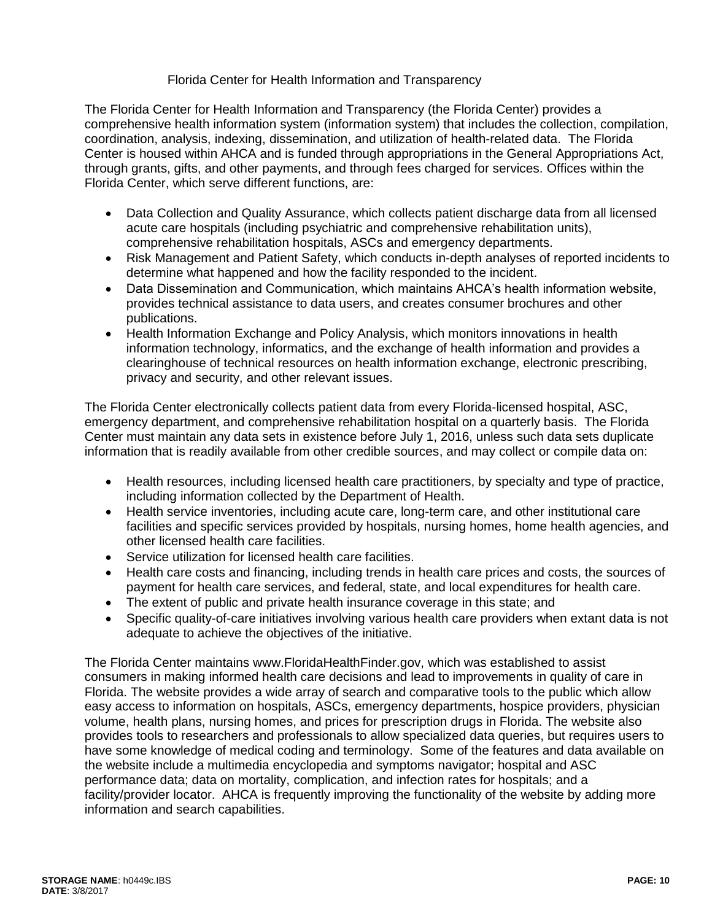### Florida Center for Health Information and Transparency

The Florida Center for Health Information and Transparency (the Florida Center) provides a comprehensive health information system (information system) that includes the collection, compilation, coordination, analysis, indexing, dissemination, and utilization of health-related data. The Florida Center is housed within AHCA and is funded through appropriations in the General Appropriations Act, through grants, gifts, and other payments, and through fees charged for services. Offices within the Florida Center, which serve different functions, are:

- Data Collection and Quality Assurance, which collects patient discharge data from all licensed acute care hospitals (including psychiatric and comprehensive rehabilitation units), comprehensive rehabilitation hospitals, ASCs and emergency departments.
- Risk Management and Patient Safety, which conducts in-depth analyses of reported incidents to determine what happened and how the facility responded to the incident.
- Data Dissemination and Communication, which maintains AHCA's health information website, provides technical assistance to data users, and creates consumer brochures and other publications.
- Health Information Exchange and Policy Analysis, which monitors innovations in health information technology, informatics, and the exchange of health information and provides a clearinghouse of technical resources on health information exchange, electronic prescribing, privacy and security, and other relevant issues.

The Florida Center electronically collects patient data from every Florida-licensed hospital, ASC, emergency department, and comprehensive rehabilitation hospital on a quarterly basis. The Florida Center must maintain any data sets in existence before July 1, 2016, unless such data sets duplicate information that is readily available from other credible sources, and may collect or compile data on:

- Health resources, including licensed health care practitioners, by specialty and type of practice, including information collected by the Department of Health.
- Health service inventories, including acute care, long-term care, and other institutional care facilities and specific services provided by hospitals, nursing homes, home health agencies, and other licensed health care facilities.
- Service utilization for licensed health care facilities.
- Health care costs and financing, including trends in health care prices and costs, the sources of payment for health care services, and federal, state, and local expenditures for health care.
- The extent of public and private health insurance coverage in this state; and
- Specific quality-of-care initiatives involving various health care providers when extant data is not adequate to achieve the objectives of the initiative.

The Florida Center maintains www.FloridaHealthFinder.gov, which was established to assist consumers in making informed health care decisions and lead to improvements in quality of care in Florida. The website provides a wide array of search and comparative tools to the public which allow easy access to information on hospitals, ASCs, emergency departments, hospice providers, physician volume, health plans, nursing homes, and prices for prescription drugs in Florida. The website also provides tools to researchers and professionals to allow specialized data queries, but requires users to have some knowledge of medical coding and terminology. Some of the features and data available on the website include a multimedia encyclopedia and symptoms navigator; hospital and ASC performance data; data on mortality, complication, and infection rates for hospitals; and a facility/provider locator. AHCA is frequently improving the functionality of the website by adding more information and search capabilities.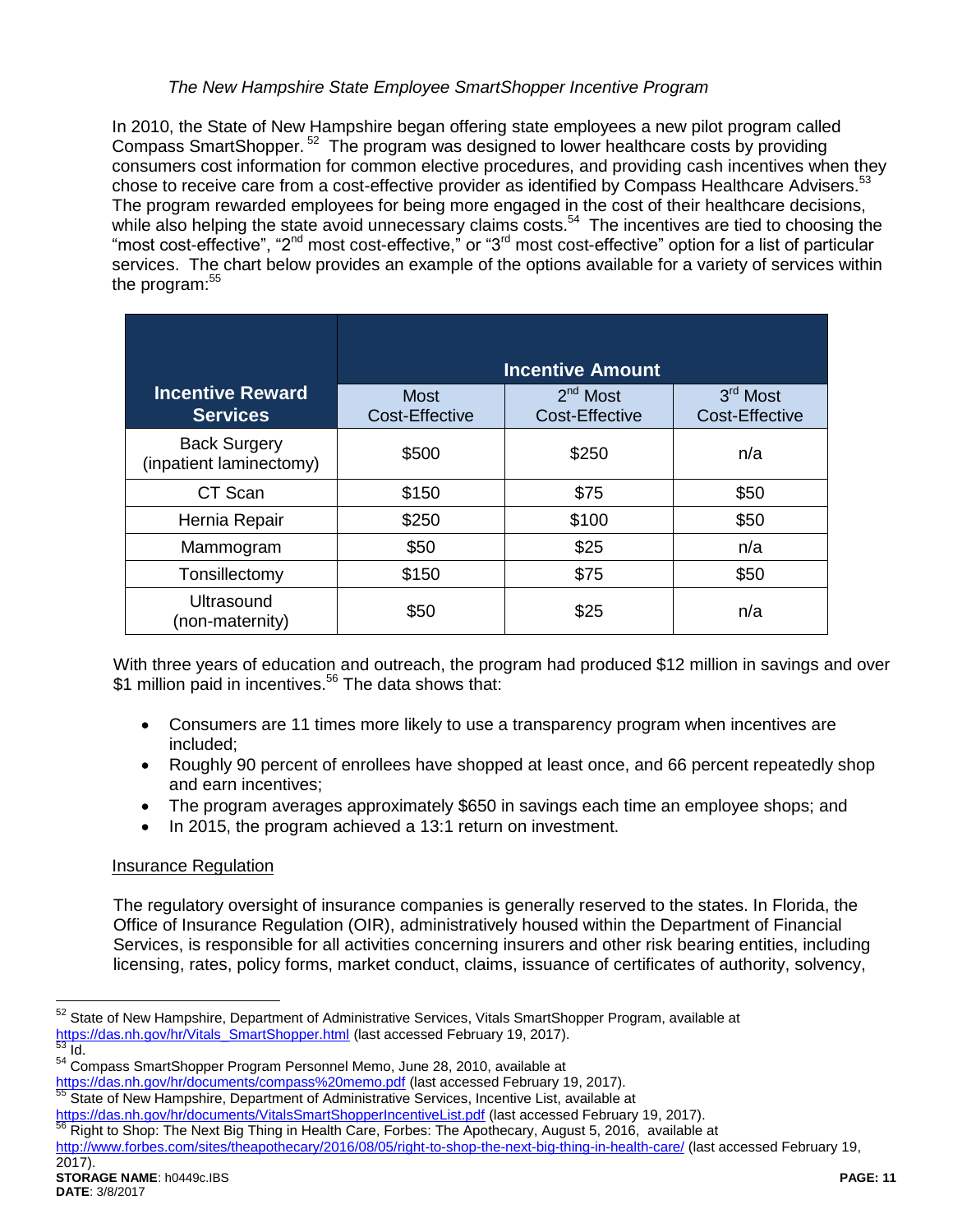*The New Hampshire State Employee SmartShopper Incentive Program*

In 2010, the State of New Hampshire began offering state employees a new pilot program called Compass SmartShopper.[52] The program was designed to lower healthcare costs by providing consumers cost information for common elective procedures, and providing cash incentives when they chose to receive care from a cost-effective provider as identified by Compass Healthcare Advisers.[53] The program rewarded employees for being more engaged in the cost of their healthcare decisions, while also helping the state avoid unnecessary claims costs.[54] The incentives are tied to choosing the "most cost-effective", "2nd most cost-effective," or "3rd most cost-effective" option for a list of particular services. The chart below provides an example of the options available for a variety of services within the program:[55]

| Incentive Reward Services | Incentive Amount | | |
|---|---|---|---|
| | Most Cost-Effective | 2nd Most Cost-Effective | 3rd Most Cost-Effective |
| Back Surgery (inpatient laminectomy) | $500 | $250 | n/a |
| CT Scan | $150 | $75 | $50 |
| Hernia Repair | $250 | $100 | $50 |
| Mammogram | $50 | $25 | n/a |
| Tonsillectomy | $150 | $75 | $50 |
| Ultrasound (non-maternity) | $50 | $25 | n/a |

With three years of education and outreach, the program had produced $12 million in savings and over $1 million paid in incentives.[56] The data shows that:

- Consumers are 11 times more likely to use a transparency program when incentives are included;
- Roughly 90 percent of enrollees have shopped at least once, and 66 percent repeatedly shop and earn incentives;
- The program averages approximately $650 in savings each time an employee shops; and
- In 2015, the program achieved a 13:1 return on investment.

Insurance Regulation

The regulatory oversight of insurance companies is generally reserved to the states. In Florida, the Office of Insurance Regulation (OIR), administratively housed within the Department of Financial Services, is responsible for all activities concerning insurers and other risk bearing entities, including licensing, rates, policy forms, market conduct, claims, issuance of certificates of authority, solvency,

---

[52] State of New Hampshire, Department of Administrative Services, Vitals SmartShopper Program, available at https://das.nh.gov/hr/Vitals_SmartShopper.html (last accessed February 19, 2017).

[53] Id.

[54] Compass SmartShopper Program Personnel Memo, June 28, 2010, available at https://das.nh.gov/hr/documents/compass%20memo.pdf (last accessed February 19, 2017).

[55] State of New Hampshire, Department of Administrative Services, Incentive List, available at https://das.nh.gov/hr/documents/VitalsSmartShopperIncentiveList.pdf (last accessed February 19, 2017).

[56] Right to Shop: The Next Big Thing in Health Care, Forbes: The Apothecary, August 5, 2016, available at http://www.forbes.com/sites/theapothecary/2016/08/05/right-to-shop-the-next-big-thing-in-health-care/ (last accessed February 19, 2017).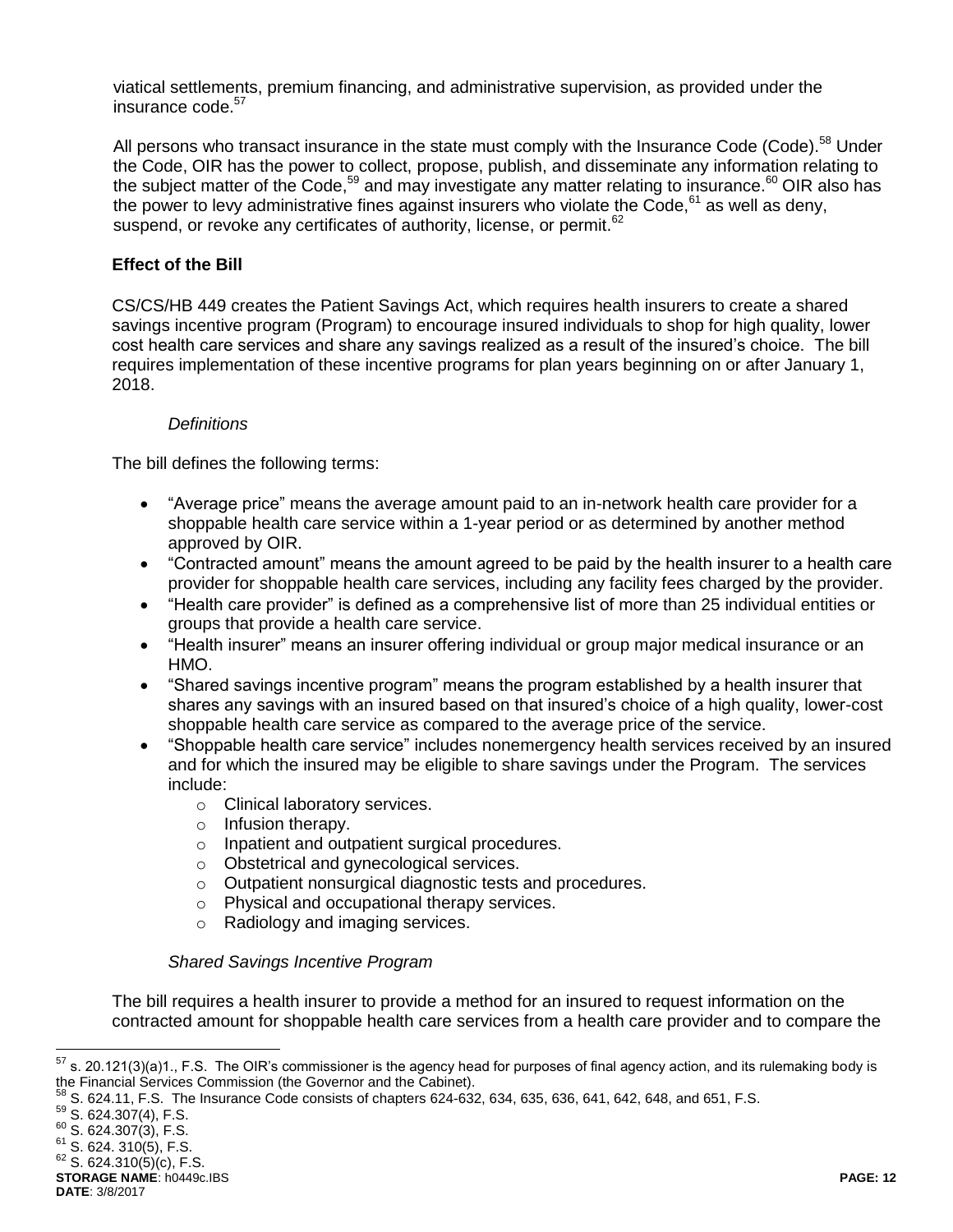viatical settlements, premium financing, and administrative supervision, as provided under the insurance code.[57]

All persons who transact insurance in the state must comply with the Insurance Code (Code).[58] Under the Code, OIR has the power to collect, propose, publish, and disseminate any information relating to the subject matter of the Code,[59] and may investigate any matter relating to insurance.[60] OIR also has the power to levy administrative fines against insurers who violate the Code,[61] as well as deny, suspend, or revoke any certificates of authority, license, or permit.[62]

**Effect of the Bill**

CS/CS/HB 449 creates the Patient Savings Act, which requires health insurers to create a shared savings incentive program (Program) to encourage insured individuals to shop for high quality, lower cost health care services and share any savings realized as a result of the insured's choice. The bill requires implementation of these incentive programs for plan years beginning on or after January 1, 2018.

*Definitions*

The bill defines the following terms:

- "Average price" means the average amount paid to an in-network health care provider for a shoppable health care service within a 1-year period or as determined by another method approved by OIR.
- "Contracted amount" means the amount agreed to be paid by the health insurer to a health care provider for shoppable health care services, including any facility fees charged by the provider.
- "Health care provider" is defined as a comprehensive list of more than 25 individual entities or groups that provide a health care service.
- "Health insurer" means an insurer offering individual or group major medical insurance or an HMO.
- "Shared savings incentive program" means the program established by a health insurer that shares any savings with an insured based on that insured's choice of a high quality, lower-cost shoppable health care service as compared to the average price of the service.
- "Shoppable health care service" includes nonemergency health services received by an insured and for which the insured may be eligible to share savings under the Program. The services include:
  - Clinical laboratory services.
  - Infusion therapy.
  - Inpatient and outpatient surgical procedures.
  - Obstetrical and gynecological services.
  - Outpatient nonsurgical diagnostic tests and procedures.
  - Physical and occupational therapy services.
  - Radiology and imaging services.

*Shared Savings Incentive Program*

The bill requires a health insurer to provide a method for an insured to request information on the contracted amount for shoppable health care services from a health care provider and to compare the

---

[57] s. 20.121(3)(a)1., F.S. The OIR's commissioner is the agency head for purposes of final agency action, and its rulemaking body is the Financial Services Commission (the Governor and the Cabinet).

[58] S. 624.11, F.S. The Insurance Code consists of chapters 624-632, 634, 635, 636, 641, 642, 648, and 651, F.S.

[59] S. 624.307(4), F.S.

[60] S. 624.307(3), F.S.

[61] S. 624. 310(5), F.S.

[62] S. 624.310(5)(c), F.S.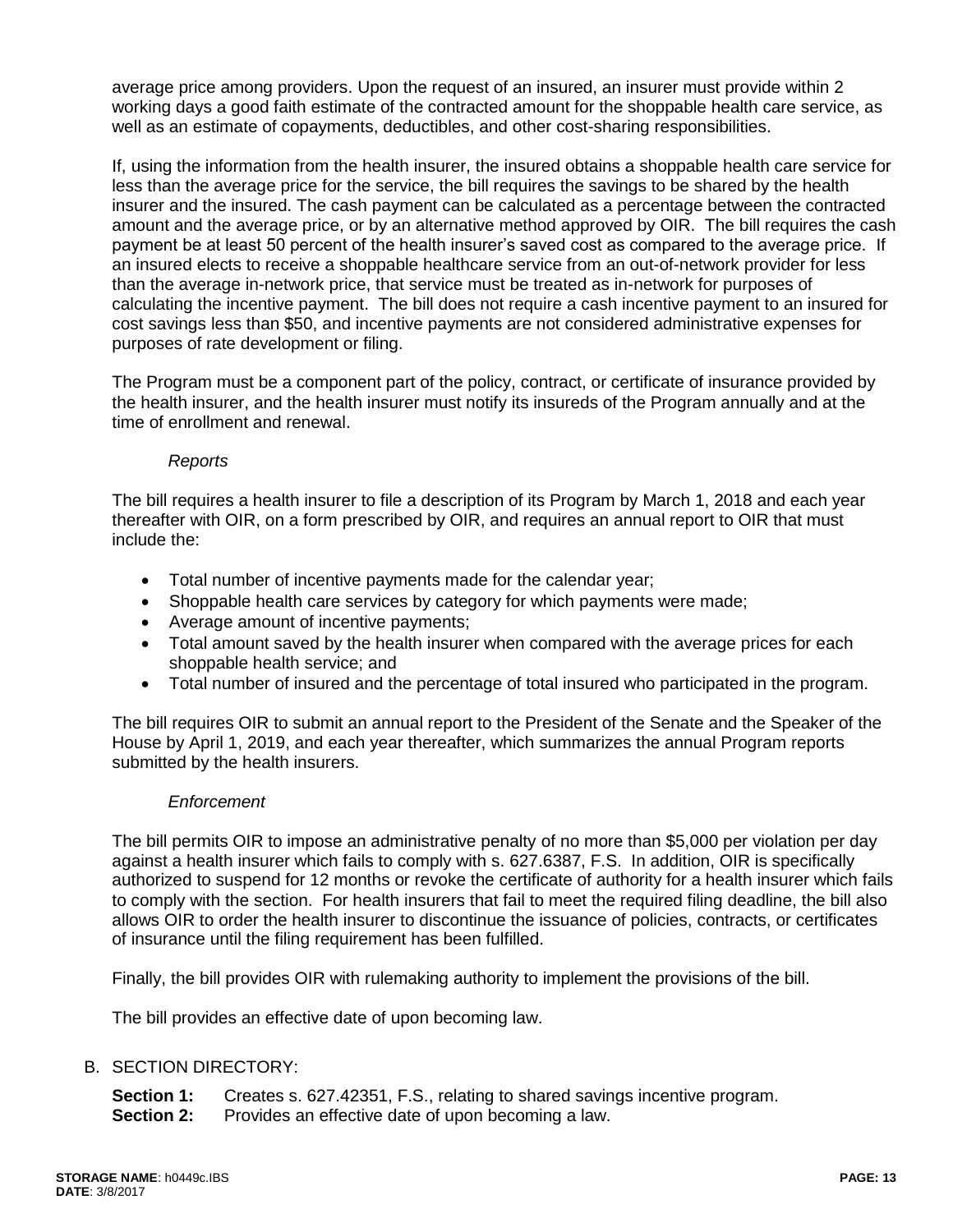average price among providers. Upon the request of an insured, an insurer must provide within 2 working days a good faith estimate of the contracted amount for the shoppable health care service, as well as an estimate of copayments, deductibles, and other cost-sharing responsibilities.

If, using the information from the health insurer, the insured obtains a shoppable health care service for less than the average price for the service, the bill requires the savings to be shared by the health insurer and the insured. The cash payment can be calculated as a percentage between the contracted amount and the average price, or by an alternative method approved by OIR. The bill requires the cash payment be at least 50 percent of the health insurer's saved cost as compared to the average price. If an insured elects to receive a shoppable healthcare service from an out-of-network provider for less than the average in-network price, that service must be treated as in-network for purposes of calculating the incentive payment. The bill does not require a cash incentive payment to an insured for cost savings less than $50, and incentive payments are not considered administrative expenses for purposes of rate development or filing.

The Program must be a component part of the policy, contract, or certificate of insurance provided by the health insurer, and the health insurer must notify its insureds of the Program annually and at the time of enrollment and renewal.

*Reports*

The bill requires a health insurer to file a description of its Program by March 1, 2018 and each year thereafter with OIR, on a form prescribed by OIR, and requires an annual report to OIR that must include the:

- Total number of incentive payments made for the calendar year;
- Shoppable health care services by category for which payments were made;
- Average amount of incentive payments;
- Total amount saved by the health insurer when compared with the average prices for each shoppable health service; and
- Total number of insured and the percentage of total insured who participated in the program.

The bill requires OIR to submit an annual report to the President of the Senate and the Speaker of the House by April 1, 2019, and each year thereafter, which summarizes the annual Program reports submitted by the health insurers.

*Enforcement*

The bill permits OIR to impose an administrative penalty of no more than $5,000 per violation per day against a health insurer which fails to comply with s. 627.6387, F.S. In addition, OIR is specifically authorized to suspend for 12 months or revoke the certificate of authority for a health insurer which fails to comply with the section. For health insurers that fail to meet the required filing deadline, the bill also allows OIR to order the health insurer to discontinue the issuance of policies, contracts, or certificates of insurance until the filing requirement has been fulfilled.

Finally, the bill provides OIR with rulemaking authority to implement the provisions of the bill.

The bill provides an effective date of upon becoming law.

B. SECTION DIRECTORY:

**Section 1:** Creates s. 627.42351, F.S., relating to shared savings incentive program.
**Section 2:** Provides an effective date of upon becoming a law.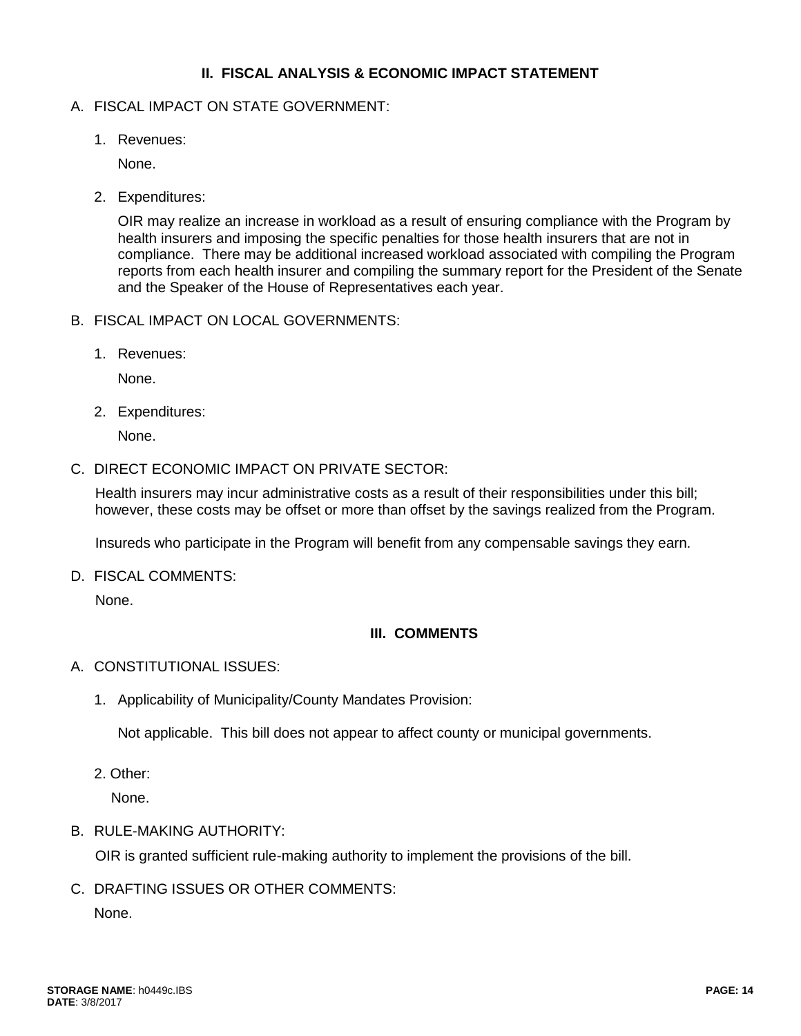## II. FISCAL ANALYSIS & ECONOMIC IMPACT STATEMENT

A. FISCAL IMPACT ON STATE GOVERNMENT:

1. Revenues:

   None.

2. Expenditures:

   OIR may realize an increase in workload as a result of ensuring compliance with the Program by health insurers and imposing the specific penalties for those health insurers that are not in compliance. There may be additional increased workload associated with compiling the Program reports from each health insurer and compiling the summary report for the President of the Senate and the Speaker of the House of Representatives each year.

B. FISCAL IMPACT ON LOCAL GOVERNMENTS:

1. Revenues:

   None.

2. Expenditures:

   None.

C. DIRECT ECONOMIC IMPACT ON PRIVATE SECTOR:

Health insurers may incur administrative costs as a result of their responsibilities under this bill; however, these costs may be offset or more than offset by the savings realized from the Program.

Insureds who participate in the Program will benefit from any compensable savings they earn.

D. FISCAL COMMENTS:

None.

## III. COMMENTS

A. CONSTITUTIONAL ISSUES:

1. Applicability of Municipality/County Mandates Provision:

   Not applicable. This bill does not appear to affect county or municipal governments.

2. Other:

   None.

B. RULE-MAKING AUTHORITY:

OIR is granted sufficient rule-making authority to implement the provisions of the bill.

C. DRAFTING ISSUES OR OTHER COMMENTS:

None.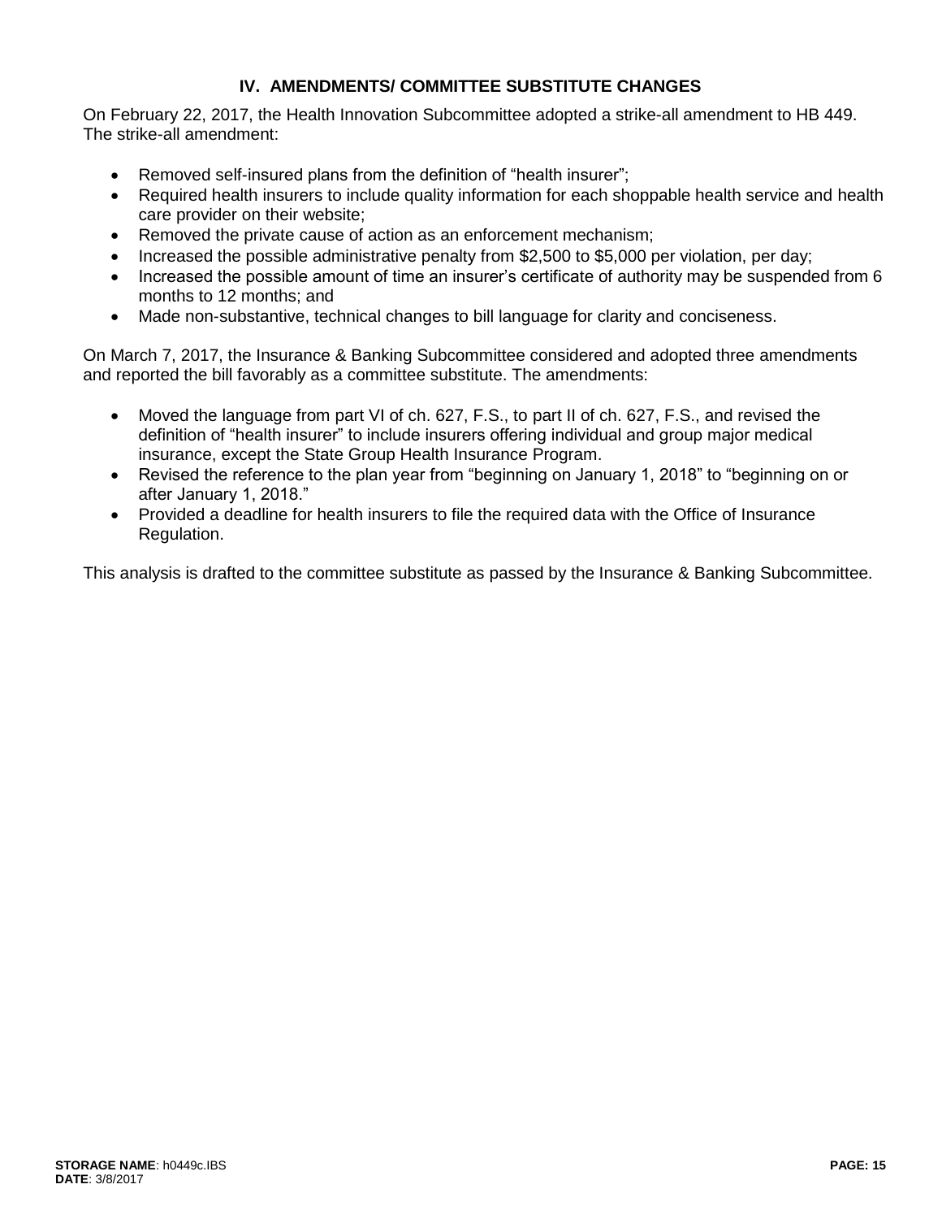## IV. AMENDMENTS/ COMMITTEE SUBSTITUTE CHANGES

On February 22, 2017, the Health Innovation Subcommittee adopted a strike-all amendment to HB 449. The strike-all amendment:

- Removed self-insured plans from the definition of "health insurer";
- Required health insurers to include quality information for each shoppable health service and health care provider on their website;
- Removed the private cause of action as an enforcement mechanism;
- Increased the possible administrative penalty from $2,500 to $5,000 per violation, per day;
- Increased the possible amount of time an insurer's certificate of authority may be suspended from 6 months to 12 months; and
- Made non-substantive, technical changes to bill language for clarity and conciseness.

On March 7, 2017, the Insurance & Banking Subcommittee considered and adopted three amendments and reported the bill favorably as a committee substitute. The amendments:

- Moved the language from part VI of ch. 627, F.S., to part II of ch. 627, F.S., and revised the definition of "health insurer" to include insurers offering individual and group major medical insurance, except the State Group Health Insurance Program.
- Revised the reference to the plan year from "beginning on January 1, 2018" to "beginning on or after January 1, 2018."
- Provided a deadline for health insurers to file the required data with the Office of Insurance Regulation.

This analysis is drafted to the committee substitute as passed by the Insurance & Banking Subcommittee.